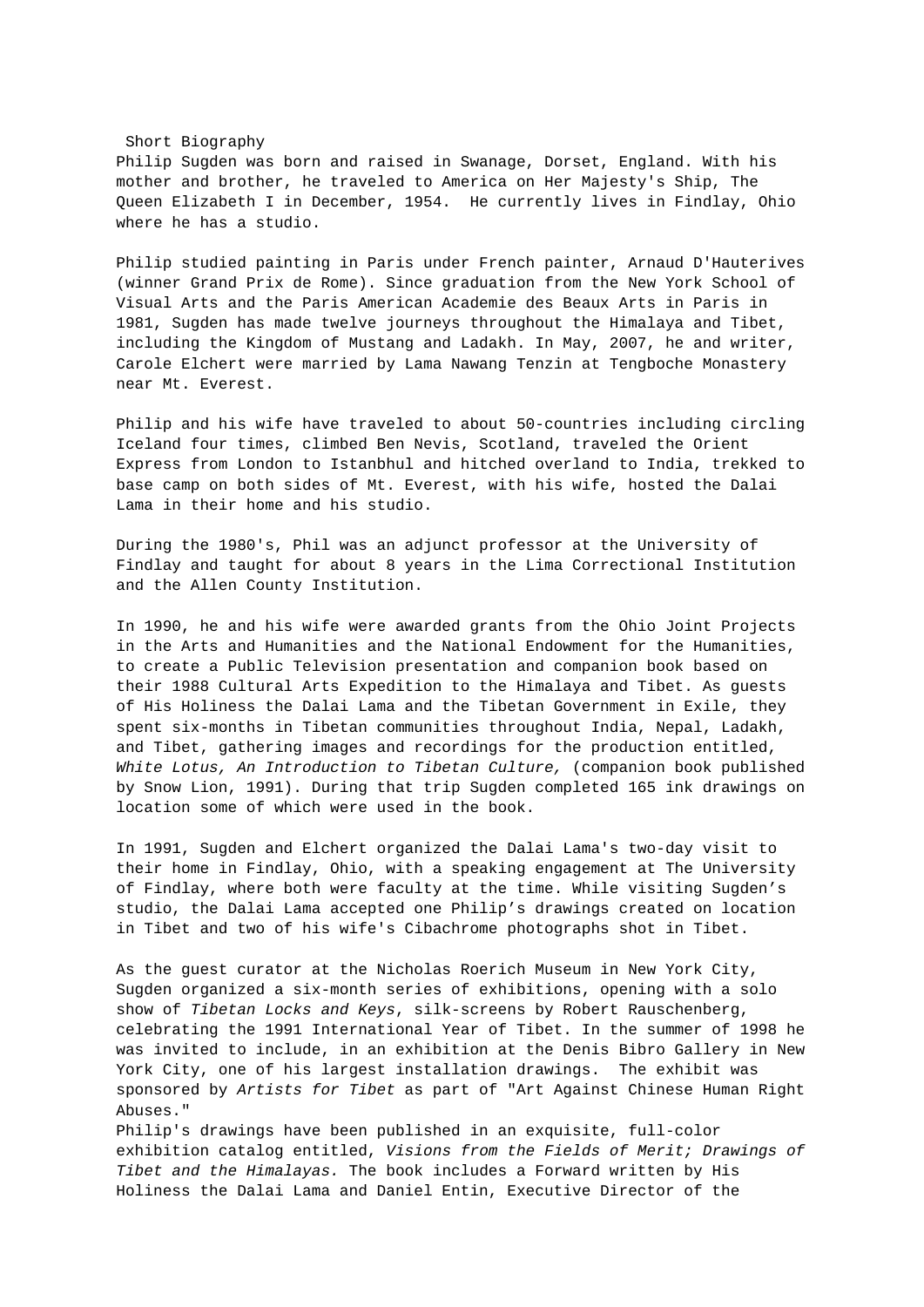## Short Biography

Philip Sugden was born and raised in Swanage, Dorset, England. With his mother and brother, he traveled to America on Her Majesty's Ship, The Queen Elizabeth I in December, 1954. He currently lives in Findlay, Ohio where he has a studio.

Philip studied painting in Paris under French painter, Arnaud D'Hauterives (winner Grand Prix de Rome). Since graduation from the New York School of Visual Arts and the Paris American Academie des Beaux Arts in Paris in 1981, Sugden has made twelve journeys throughout the Himalaya and Tibet, including the Kingdom of Mustang and Ladakh. In May, 2007, he and writer, Carole Elchert were married by Lama Nawang Tenzin at Tengboche Monastery near Mt. Everest.

Philip and his wife have traveled to about 50-countries including circling Iceland four times, climbed Ben Nevis, Scotland, traveled the Orient Express from London to Istanbhul and hitched overland to India, trekked to base camp on both sides of Mt. Everest, with his wife, hosted the Dalai Lama in their home and his studio.

During the 1980's, Phil was an adjunct professor at the University of Findlay and taught for about 8 years in the Lima Correctional Institution and the Allen County Institution.

In 1990, he and his wife were awarded grants from the Ohio Joint Projects in the Arts and Humanities and the National Endowment for the Humanities, to create a Public Television presentation and companion book based on their 1988 Cultural Arts Expedition to the Himalaya and Tibet. As guests of His Holiness the Dalai Lama and the Tibetan Government in Exile, they spent six-months in Tibetan communities throughout India, Nepal, Ladakh, and Tibet, gathering images and recordings for the production entitled, *White Lotus, An Introduction to Tibetan Culture,* (companion book published by Snow Lion, 1991). During that trip Sugden completed 165 ink drawings on location some of which were used in the book.

In 1991, Sugden and Elchert organized the Dalai Lama's two-day visit to their home in Findlay, Ohio, with a speaking engagement at The University of Findlay, where both were faculty at the time. While visiting Sugden's studio, the Dalai Lama accepted one Philip's drawings created on location in Tibet and two of his wife's Cibachrome photographs shot in Tibet.

As the guest curator at the Nicholas Roerich Museum in New York City, Sugden organized a six-month series of exhibitions, opening with a solo show of *Tibetan Locks and Keys*, silk-screens by Robert Rauschenberg, celebrating the 1991 International Year of Tibet. In the summer of 1998 he was invited to include, in an exhibition at the Denis Bibro Gallery in New York City, one of his largest installation drawings. The exhibit was sponsored by *Artists for Tibet* as part of "Art Against Chinese Human Right Abuses."

Philip's drawings have been published in an exquisite, full-color exhibition catalog entitled, *Visions from the Fields of Merit; Drawings of Tibet and the Himalayas.* The book includes a Forward written by His Holiness the Dalai Lama and Daniel Entin, Executive Director of the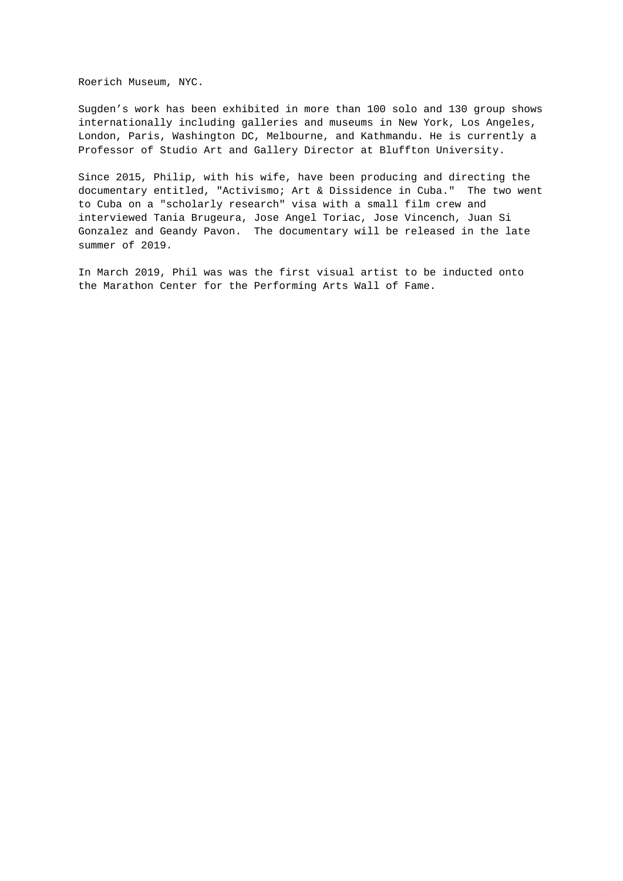Roerich Museum, NYC.

Sugden’s work has been exhibited in more than 100 solo and 130 group shows internationally including galleries and museums in New York, Los Angeles, London, Paris, Washington DC, Melbourne, and Kathmandu. He is currently a Professor of Studio Art and Gallery Director at Bluffton University.

Since 2015, Philip, with his wife, have been producing and directing the documentary entitled, "Activismo; Art & Dissidence in Cuba."  The two went to Cuba on a "scholarly research" visa with a small film crew and interviewed Tania Brugeura, Jose Angel Toriac, Jose Vincench, Juan Si Gonzalez and Geandy Pavon.  The documentary will be released in the late summer of 2019.

In March 2019, Phil was was the first visual artist to be inducted onto the Marathon Center for the Performing Arts Wall of Fame.